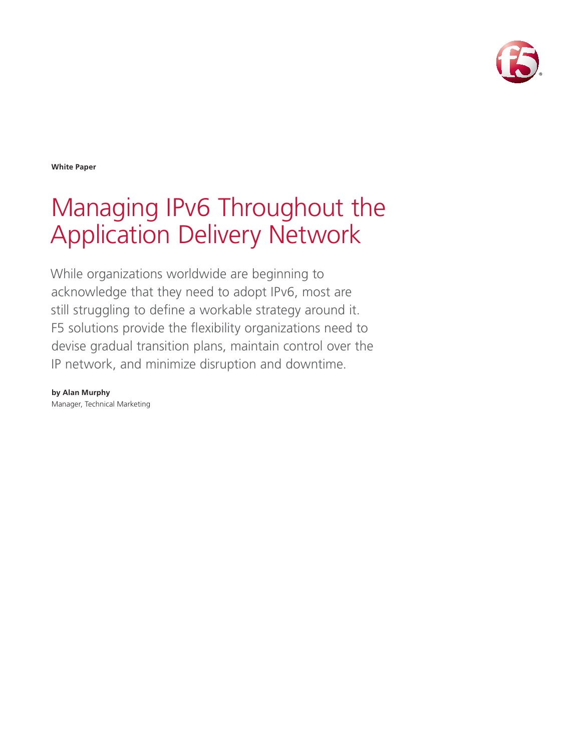**White Paper**

# Managing IPv6 Throughout the Application Delivery Network

While organizations worldwide are beginning to acknowledge that they need to adopt IPv6, most are still struggling to define a workable strategy around it. F5 solutions provide the flexibility organizations need to devise gradual transition plans, maintain control over the IP network, and minimize disruption and downtime.

**by Alan Murphy**
Manager, Technical Marketing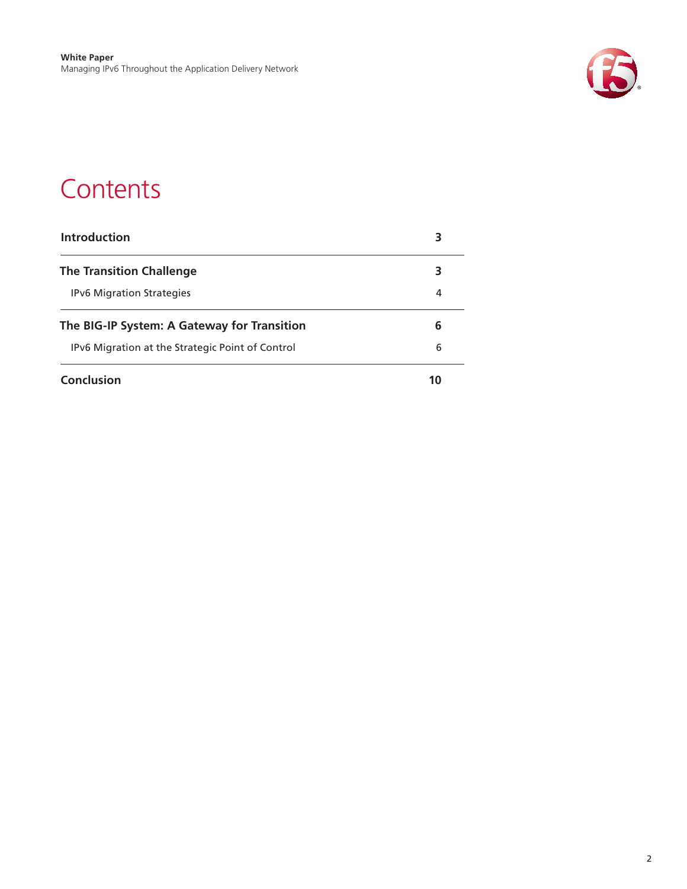# Contents

| | |
|---|---|
| **Introduction** | **3** |
| **The Transition Challenge** | **3** |
| IPv6 Migration Strategies | 4 |
| **The BIG-IP System: A Gateway for Transition** | **6** |
| IPv6 Migration at the Strategic Point of Control | 6 |
| **Conclusion** | **10** |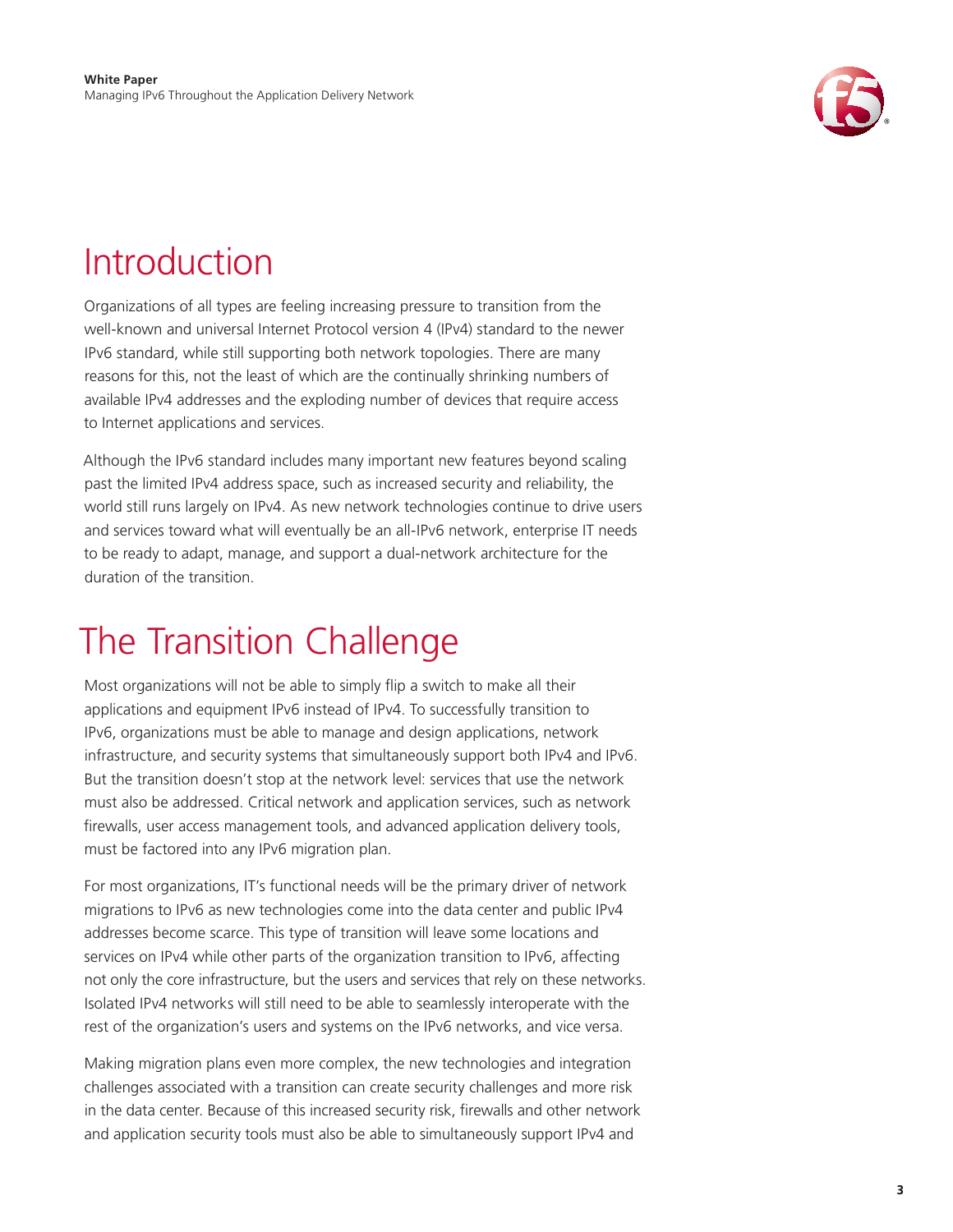# Introduction

Organizations of all types are feeling increasing pressure to transition from the well-known and universal Internet Protocol version 4 (IPv4) standard to the newer IPv6 standard, while still supporting both network topologies. There are many reasons for this, not the least of which are the continually shrinking numbers of available IPv4 addresses and the exploding number of devices that require access to Internet applications and services.

Although the IPv6 standard includes many important new features beyond scaling past the limited IPv4 address space, such as increased security and reliability, the world still runs largely on IPv4. As new network technologies continue to drive users and services toward what will eventually be an all-IPv6 network, enterprise IT needs to be ready to adapt, manage, and support a dual-network architecture for the duration of the transition.

# The Transition Challenge

Most organizations will not be able to simply flip a switch to make all their applications and equipment IPv6 instead of IPv4. To successfully transition to IPv6, organizations must be able to manage and design applications, network infrastructure, and security systems that simultaneously support both IPv4 and IPv6. But the transition doesn't stop at the network level: services that use the network must also be addressed. Critical network and application services, such as network firewalls, user access management tools, and advanced application delivery tools, must be factored into any IPv6 migration plan.

For most organizations, IT's functional needs will be the primary driver of network migrations to IPv6 as new technologies come into the data center and public IPv4 addresses become scarce. This type of transition will leave some locations and services on IPv4 while other parts of the organization transition to IPv6, affecting not only the core infrastructure, but the users and services that rely on these networks. Isolated IPv4 networks will still need to be able to seamlessly interoperate with the rest of the organization's users and systems on the IPv6 networks, and vice versa.

Making migration plans even more complex, the new technologies and integration challenges associated with a transition can create security challenges and more risk in the data center. Because of this increased security risk, firewalls and other network and application security tools must also be able to simultaneously support IPv4 and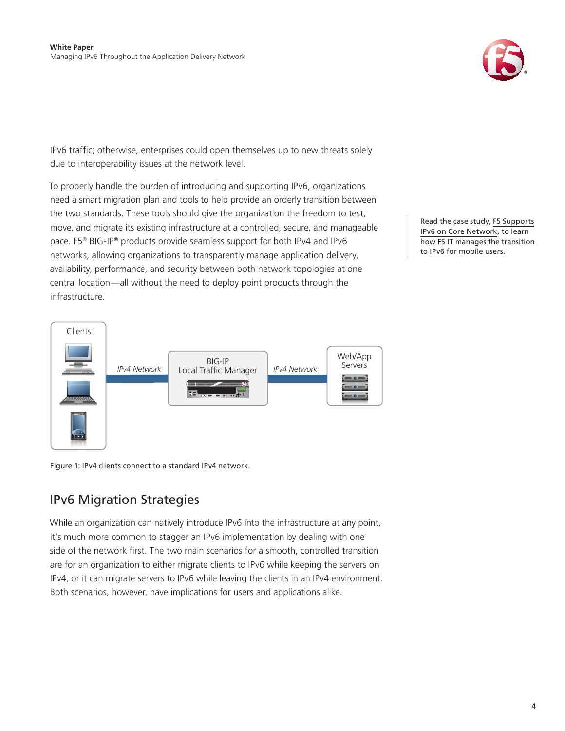IPv6 traffic; otherwise, enterprises could open themselves up to new threats solely due to interoperability issues at the network level.

To properly handle the burden of introducing and supporting IPv6, organizations need a smart migration plan and tools to help provide an orderly transition between the two standards. These tools should give the organization the freedom to test, move, and migrate its existing infrastructure at a controlled, secure, and manageable pace. F5® BIG-IP® products provide seamless support for both IPv4 and IPv6 networks, allowing organizations to transparently manage application delivery, availability, performance, and security between both network topologies at one central location—all without the need to deploy point products through the infrastructure.

Read the case study, F5 Supports IPv6 on Core Network, to learn how F5 IT manages the transition to IPv6 for mobile users.

Clients | IPv4 Network | BIG-IP Local Traffic Manager | IPv4 Network | Web/App Servers

Figure 1: IPv4 clients connect to a standard IPv4 network.

## IPv6 Migration Strategies

While an organization can natively introduce IPv6 into the infrastructure at any point, it's much more common to stagger an IPv6 implementation by dealing with one side of the network first. The two main scenarios for a smooth, controlled transition are for an organization to either migrate clients to IPv6 while keeping the servers on IPv4, or it can migrate servers to IPv6 while leaving the clients in an IPv4 environment. Both scenarios, however, have implications for users and applications alike.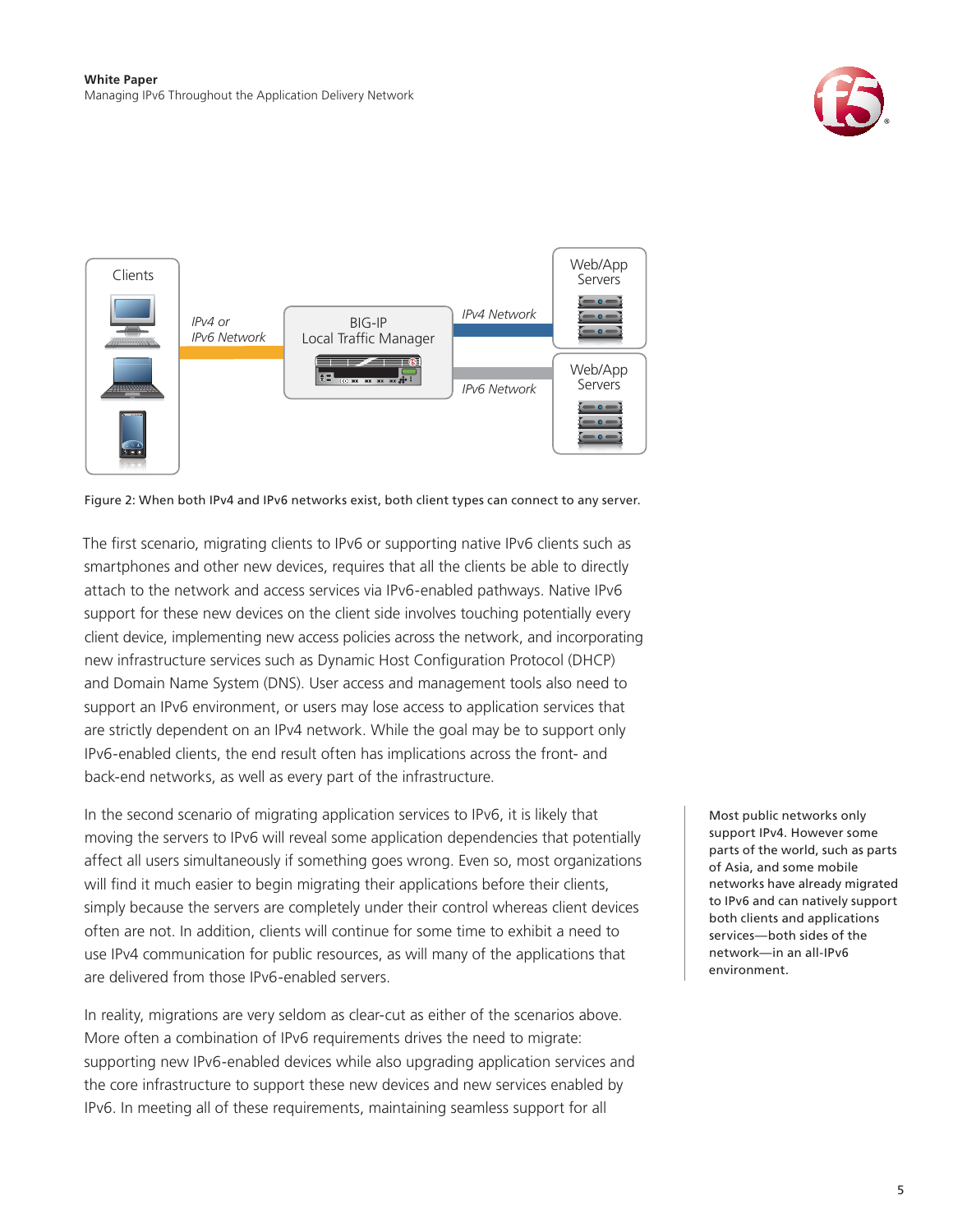Figure 2: When both IPv4 and IPv6 networks exist, both client types can connect to any server.

The first scenario, migrating clients to IPv6 or supporting native IPv6 clients such as smartphones and other new devices, requires that all the clients be able to directly attach to the network and access services via IPv6-enabled pathways. Native IPv6 support for these new devices on the client side involves touching potentially every client device, implementing new access policies across the network, and incorporating new infrastructure services such as Dynamic Host Configuration Protocol (DHCP) and Domain Name System (DNS). User access and management tools also need to support an IPv6 environment, or users may lose access to application services that are strictly dependent on an IPv4 network. While the goal may be to support only IPv6-enabled clients, the end result often has implications across the front- and back-end networks, as well as every part of the infrastructure.

In the second scenario of migrating application services to IPv6, it is likely that moving the servers to IPv6 will reveal some application dependencies that potentially affect all users simultaneously if something goes wrong. Even so, most organizations will find it much easier to begin migrating their applications before their clients, simply because the servers are completely under their control whereas client devices often are not. In addition, clients will continue for some time to exhibit a need to use IPv4 communication for public resources, as will many of the applications that are delivered from those IPv6-enabled servers.

Most public networks only support IPv4. However some parts of the world, such as parts of Asia, and some mobile networks have already migrated to IPv6 and can natively support both clients and applications services—both sides of the network—in an all-IPv6 environment.

In reality, migrations are very seldom as clear-cut as either of the scenarios above. More often a combination of IPv6 requirements drives the need to migrate: supporting new IPv6-enabled devices while also upgrading application services and the core infrastructure to support these new devices and new services enabled by IPv6. In meeting all of these requirements, maintaining seamless support for all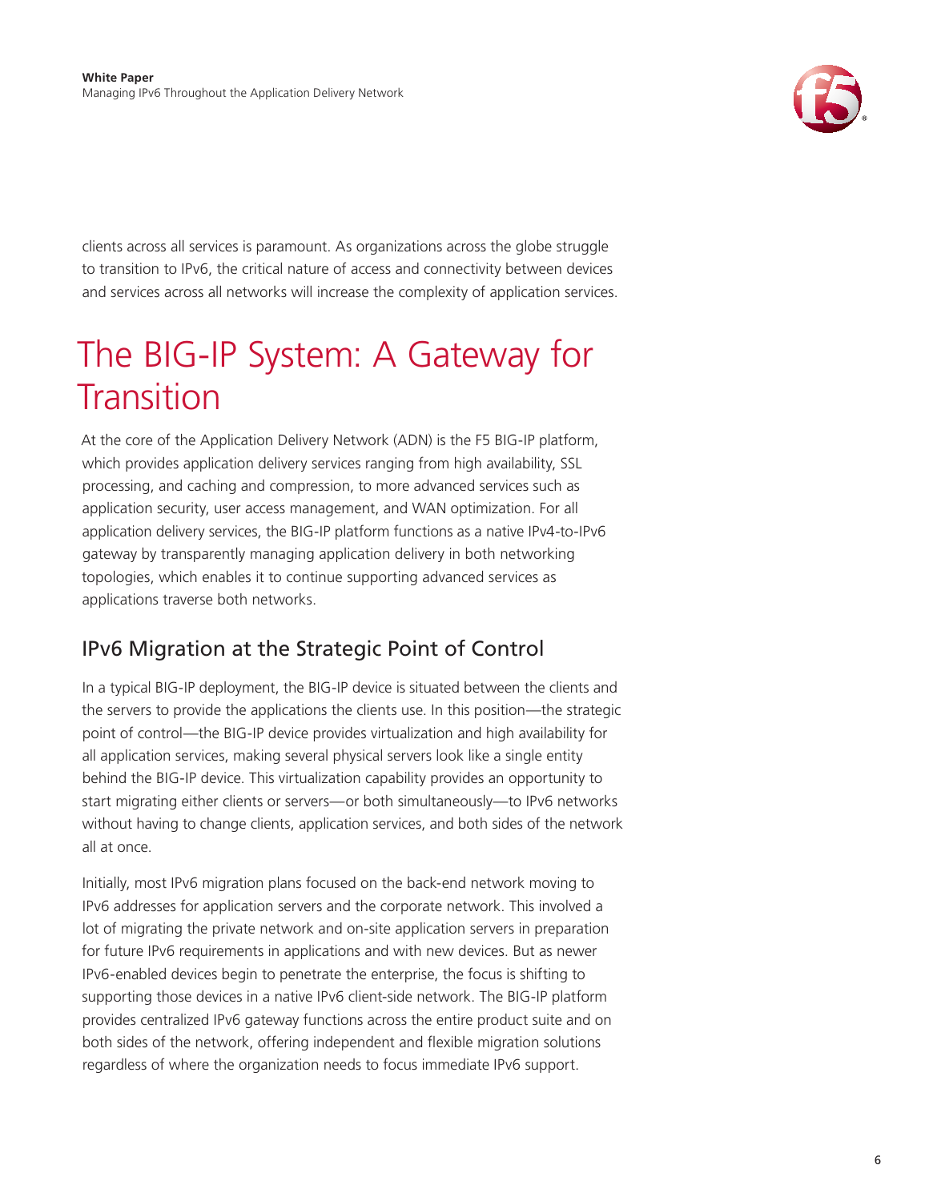clients across all services is paramount. As organizations across the globe struggle to transition to IPv6, the critical nature of access and connectivity between devices and services across all networks will increase the complexity of application services.

# The BIG-IP System: A Gateway for Transition

At the core of the Application Delivery Network (ADN) is the F5 BIG-IP platform, which provides application delivery services ranging from high availability, SSL processing, and caching and compression, to more advanced services such as application security, user access management, and WAN optimization. For all application delivery services, the BIG-IP platform functions as a native IPv4-to-IPv6 gateway by transparently managing application delivery in both networking topologies, which enables it to continue supporting advanced services as applications traverse both networks.

## IPv6 Migration at the Strategic Point of Control

In a typical BIG-IP deployment, the BIG-IP device is situated between the clients and the servers to provide the applications the clients use. In this position—the strategic point of control—the BIG-IP device provides virtualization and high availability for all application services, making several physical servers look like a single entity behind the BIG-IP device. This virtualization capability provides an opportunity to start migrating either clients or servers—or both simultaneously—to IPv6 networks without having to change clients, application services, and both sides of the network all at once.

Initially, most IPv6 migration plans focused on the back-end network moving to IPv6 addresses for application servers and the corporate network. This involved a lot of migrating the private network and on-site application servers in preparation for future IPv6 requirements in applications and with new devices. But as newer IPv6-enabled devices begin to penetrate the enterprise, the focus is shifting to supporting those devices in a native IPv6 client-side network. The BIG-IP platform provides centralized IPv6 gateway functions across the entire product suite and on both sides of the network, offering independent and flexible migration solutions regardless of where the organization needs to focus immediate IPv6 support.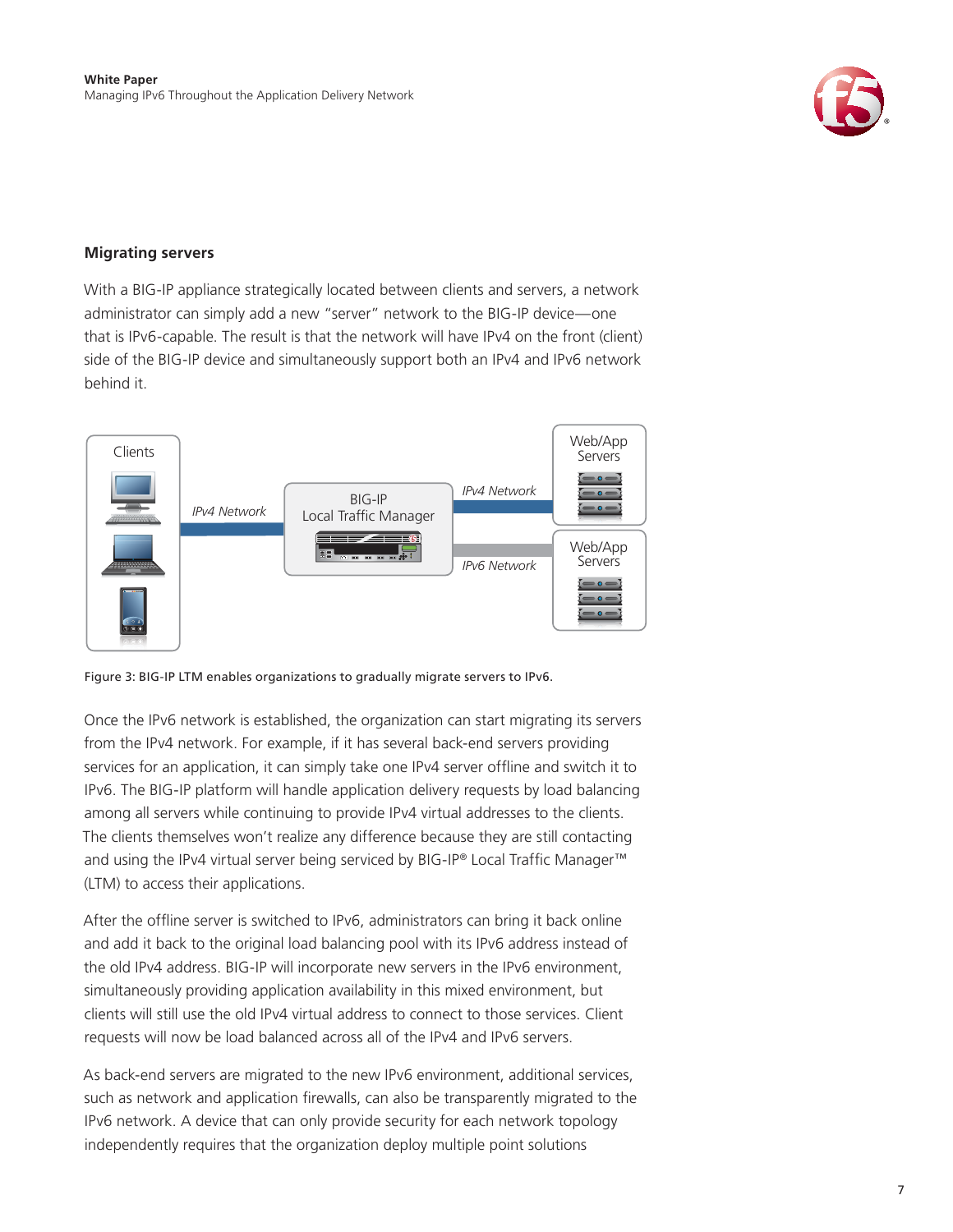## Migrating servers

With a BIG-IP appliance strategically located between clients and servers, a network administrator can simply add a new "server" network to the BIG-IP device—one that is IPv6-capable. The result is that the network will have IPv4 on the front (client) side of the BIG-IP device and simultaneously support both an IPv4 and IPv6 network behind it.

Figure 3: BIG-IP LTM enables organizations to gradually migrate servers to IPv6.

Once the IPv6 network is established, the organization can start migrating its servers from the IPv4 network. For example, if it has several back-end servers providing services for an application, it can simply take one IPv4 server offline and switch it to IPv6. The BIG-IP platform will handle application delivery requests by load balancing among all servers while continuing to provide IPv4 virtual addresses to the clients. The clients themselves won't realize any difference because they are still contacting and using the IPv4 virtual server being serviced by BIG-IP® Local Traffic Manager™ (LTM) to access their applications.

After the offline server is switched to IPv6, administrators can bring it back online and add it back to the original load balancing pool with its IPv6 address instead of the old IPv4 address. BIG-IP will incorporate new servers in the IPv6 environment, simultaneously providing application availability in this mixed environment, but clients will still use the old IPv4 virtual address to connect to those services. Client requests will now be load balanced across all of the IPv4 and IPv6 servers.

As back-end servers are migrated to the new IPv6 environment, additional services, such as network and application firewalls, can also be transparently migrated to the IPv6 network. A device that can only provide security for each network topology independently requires that the organization deploy multiple point solutions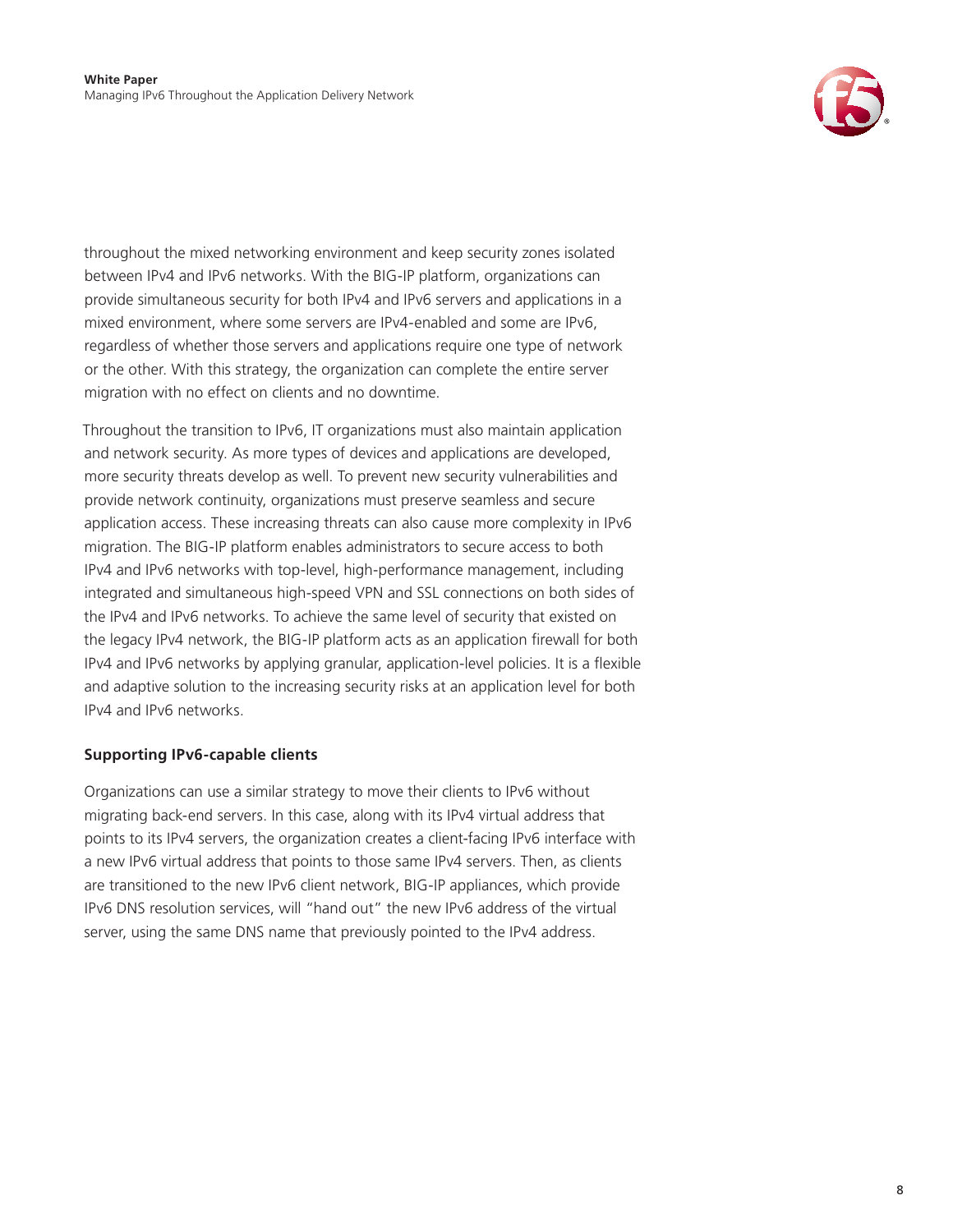throughout the mixed networking environment and keep security zones isolated between IPv4 and IPv6 networks. With the BIG-IP platform, organizations can provide simultaneous security for both IPv4 and IPv6 servers and applications in a mixed environment, where some servers are IPv4-enabled and some are IPv6, regardless of whether those servers and applications require one type of network or the other. With this strategy, the organization can complete the entire server migration with no effect on clients and no downtime.

Throughout the transition to IPv6, IT organizations must also maintain application and network security. As more types of devices and applications are developed, more security threats develop as well. To prevent new security vulnerabilities and provide network continuity, organizations must preserve seamless and secure application access. These increasing threats can also cause more complexity in IPv6 migration. The BIG-IP platform enables administrators to secure access to both IPv4 and IPv6 networks with top-level, high-performance management, including integrated and simultaneous high-speed VPN and SSL connections on both sides of the IPv4 and IPv6 networks. To achieve the same level of security that existed on the legacy IPv4 network, the BIG-IP platform acts as an application firewall for both IPv4 and IPv6 networks by applying granular, application-level policies. It is a flexible and adaptive solution to the increasing security risks at an application level for both IPv4 and IPv6 networks.

### Supporting IPv6-capable clients

Organizations can use a similar strategy to move their clients to IPv6 without migrating back-end servers. In this case, along with its IPv4 virtual address that points to its IPv4 servers, the organization creates a client-facing IPv6 interface with a new IPv6 virtual address that points to those same IPv4 servers. Then, as clients are transitioned to the new IPv6 client network, BIG-IP appliances, which provide IPv6 DNS resolution services, will "hand out" the new IPv6 address of the virtual server, using the same DNS name that previously pointed to the IPv4 address.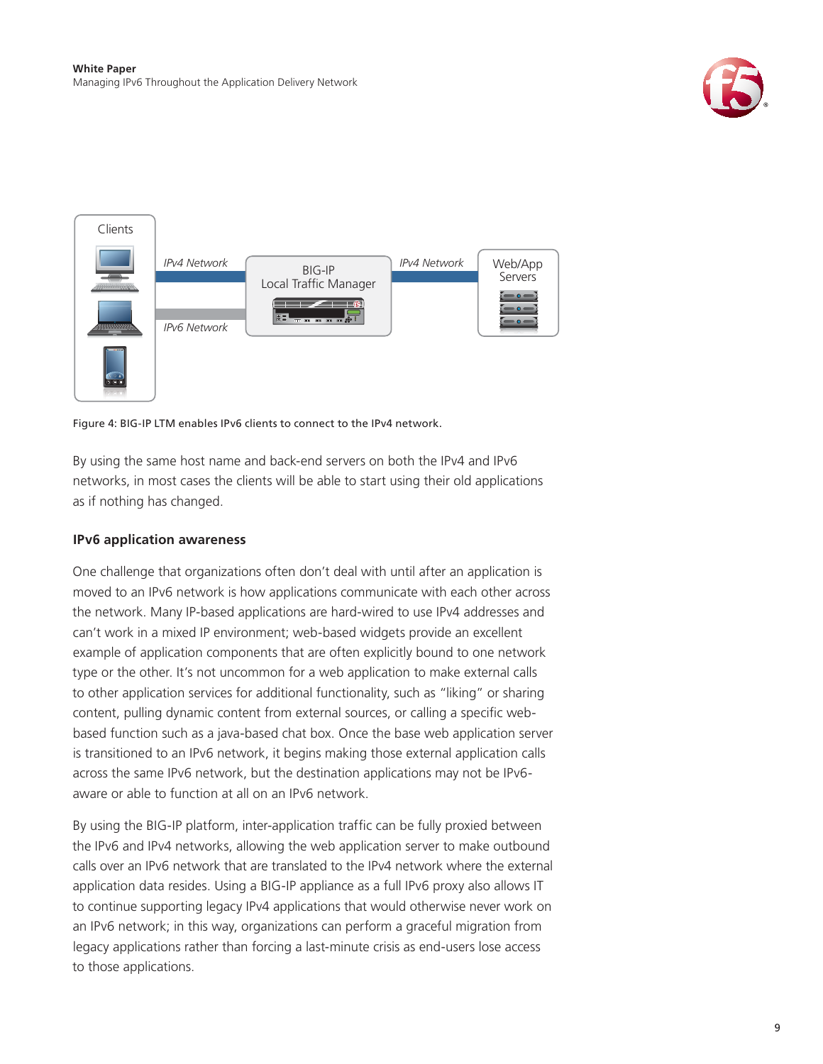Figure 4: BIG-IP LTM enables IPv6 clients to connect to the IPv4 network.

By using the same host name and back-end servers on both the IPv4 and IPv6 networks, in most cases the clients will be able to start using their old applications as if nothing has changed.

### IPv6 application awareness

One challenge that organizations often don't deal with until after an application is moved to an IPv6 network is how applications communicate with each other across the network. Many IP-based applications are hard-wired to use IPv4 addresses and can't work in a mixed IP environment; web-based widgets provide an excellent example of application components that are often explicitly bound to one network type or the other. It's not uncommon for a web application to make external calls to other application services for additional functionality, such as "liking" or sharing content, pulling dynamic content from external sources, or calling a specific web-based function such as a java-based chat box. Once the base web application server is transitioned to an IPv6 network, it begins making those external application calls across the same IPv6 network, but the destination applications may not be IPv6-aware or able to function at all on an IPv6 network.

By using the BIG-IP platform, inter-application traffic can be fully proxied between the IPv6 and IPv4 networks, allowing the web application server to make outbound calls over an IPv6 network that are translated to the IPv4 network where the external application data resides. Using a BIG-IP appliance as a full IPv6 proxy also allows IT to continue supporting legacy IPv4 applications that would otherwise never work on an IPv6 network; in this way, organizations can perform a graceful migration from legacy applications rather than forcing a last-minute crisis as end-users lose access to those applications.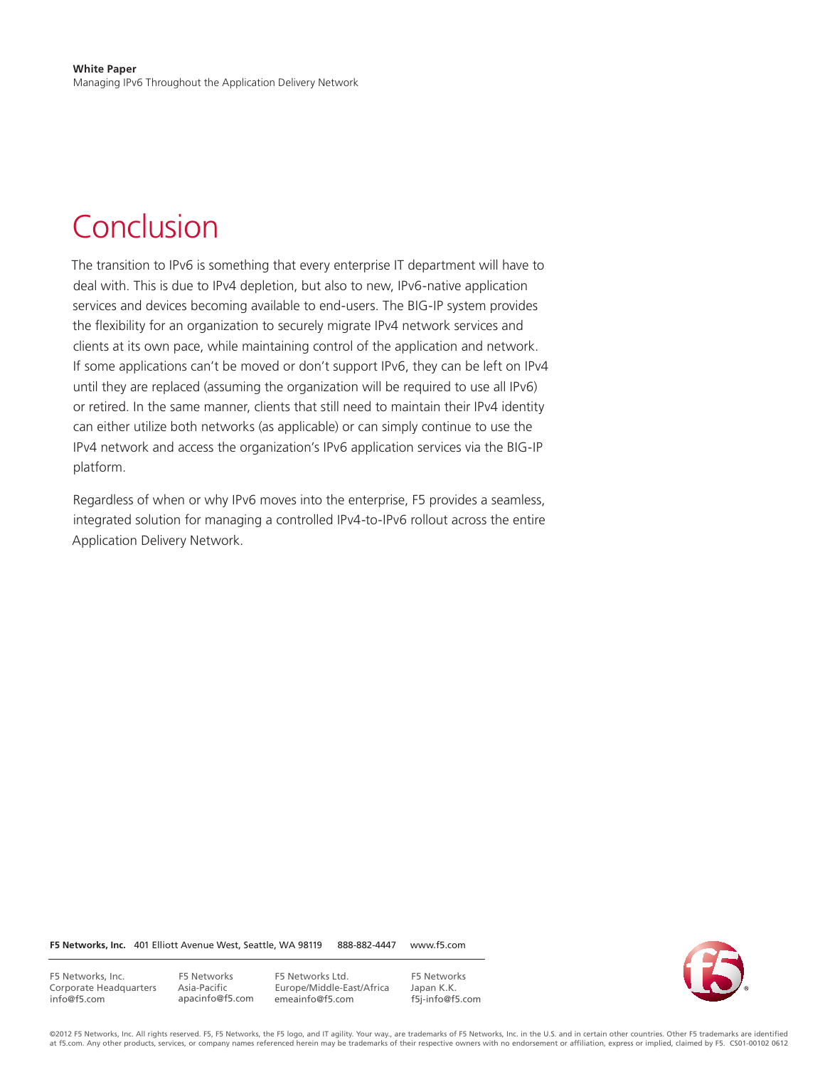# Conclusion

The transition to IPv6 is something that every enterprise IT department will have to deal with. This is due to IPv4 depletion, but also to new, IPv6-native application services and devices becoming available to end-users. The BIG-IP system provides the flexibility for an organization to securely migrate IPv4 network services and clients at its own pace, while maintaining control of the application and network. If some applications can't be moved or don't support IPv6, they can be left on IPv4 until they are replaced (assuming the organization will be required to use all IPv6) or retired. In the same manner, clients that still need to maintain their IPv4 identity can either utilize both networks (as applicable) or can simply continue to use the IPv4 network and access the organization's IPv6 application services via the BIG-IP platform.

Regardless of when or why IPv6 moves into the enterprise, F5 provides a seamless, integrated solution for managing a controlled IPv4-to-IPv6 rollout across the entire Application Delivery Network.

**F5 Networks, Inc.** 401 Elliott Avenue West, Seattle, WA 98119 888-882-4447 www.f5.com

F5 Networks, Inc.
Corporate Headquarters
info@f5.com

F5 Networks
Asia-Pacific
apacinfo@f5.com

F5 Networks Ltd.
Europe/Middle-East/Africa
emeainfo@f5.com

F5 Networks
Japan K.K.
f5j-info@f5.com

©2012 F5 Networks, Inc. All rights reserved. F5, F5 Networks, the F5 logo, and IT agility. Your way., are trademarks of F5 Networks, Inc. in the U.S. and in certain other countries. Other F5 trademarks are identified at f5.com. Any other products, services, or company names referenced herein may be trademarks of their respective owners with no endorsement or affiliation, express or implied, claimed by F5. CS01-00102 0612